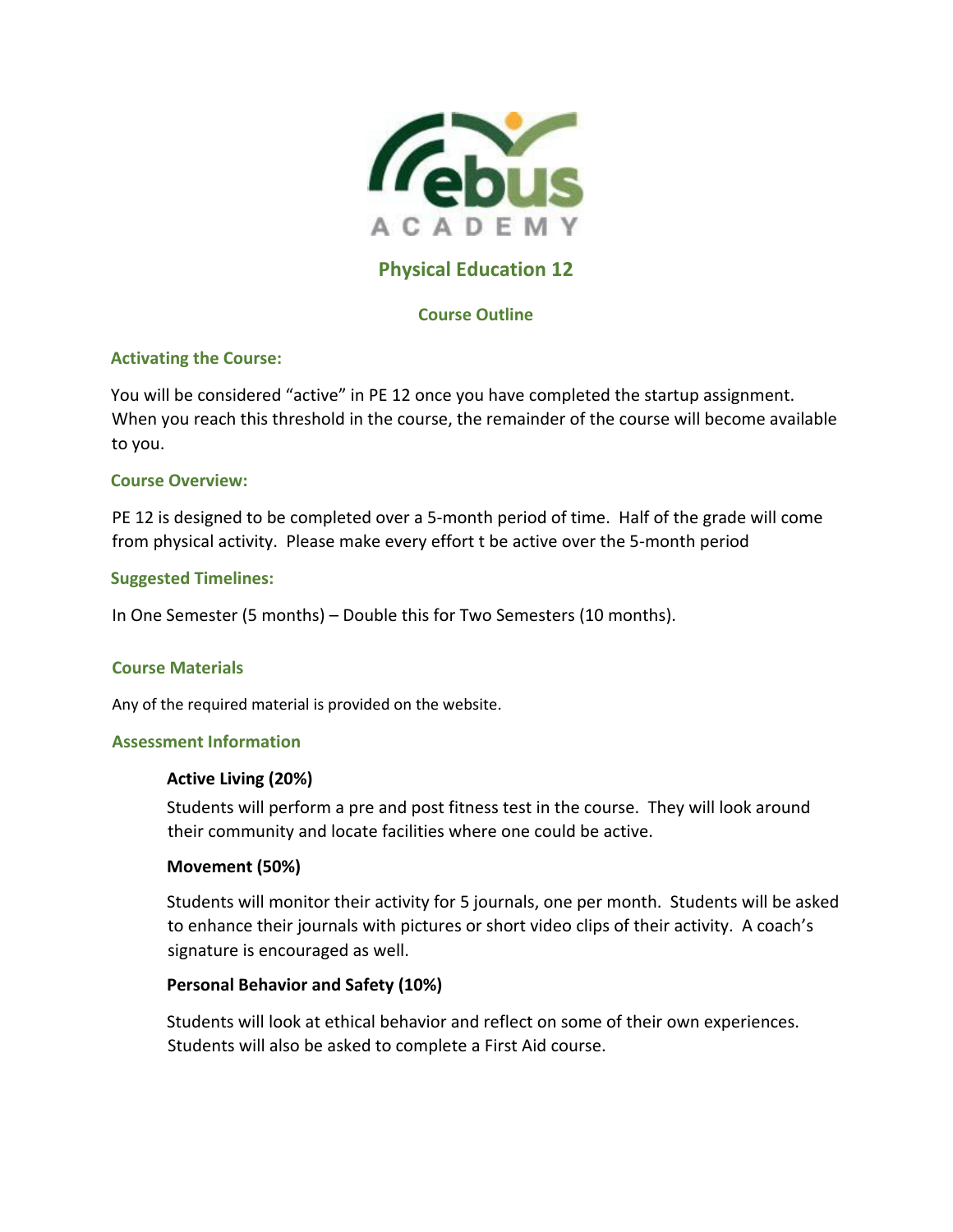# Physical Education 12

## Course Outline

### Activating the Course:

You will be considered "active" in PE 12 once you have completed the startup assignment. When you reach this threshold in the course, the remainder of the course will become available to you.

### Course Overview:

PE 12 is designed to be completed over a 5-month period of time. Half of the grade will come from physical activity. Please make every effort t be active over the 5-month period

### Suggested Timelines:

In One Semester (5 months) – Double this for Two Semesters (10 months).

### Course Materials

Any of the required material is provided on the website.

### Assessment Information

**Active Living (20%)**

Students will perform a pre and post fitness test in the course. They will look around their community and locate facilities where one could be active.

**Movement (50%)**

Students will monitor their activity for 5 journals, one per month. Students will be asked to enhance their journals with pictures or short video clips of their activity. A coach's signature is encouraged as well.

**Personal Behavior and Safety (10%)**

Students will look at ethical behavior and reflect on some of their own experiences. Students will also be asked to complete a First Aid course.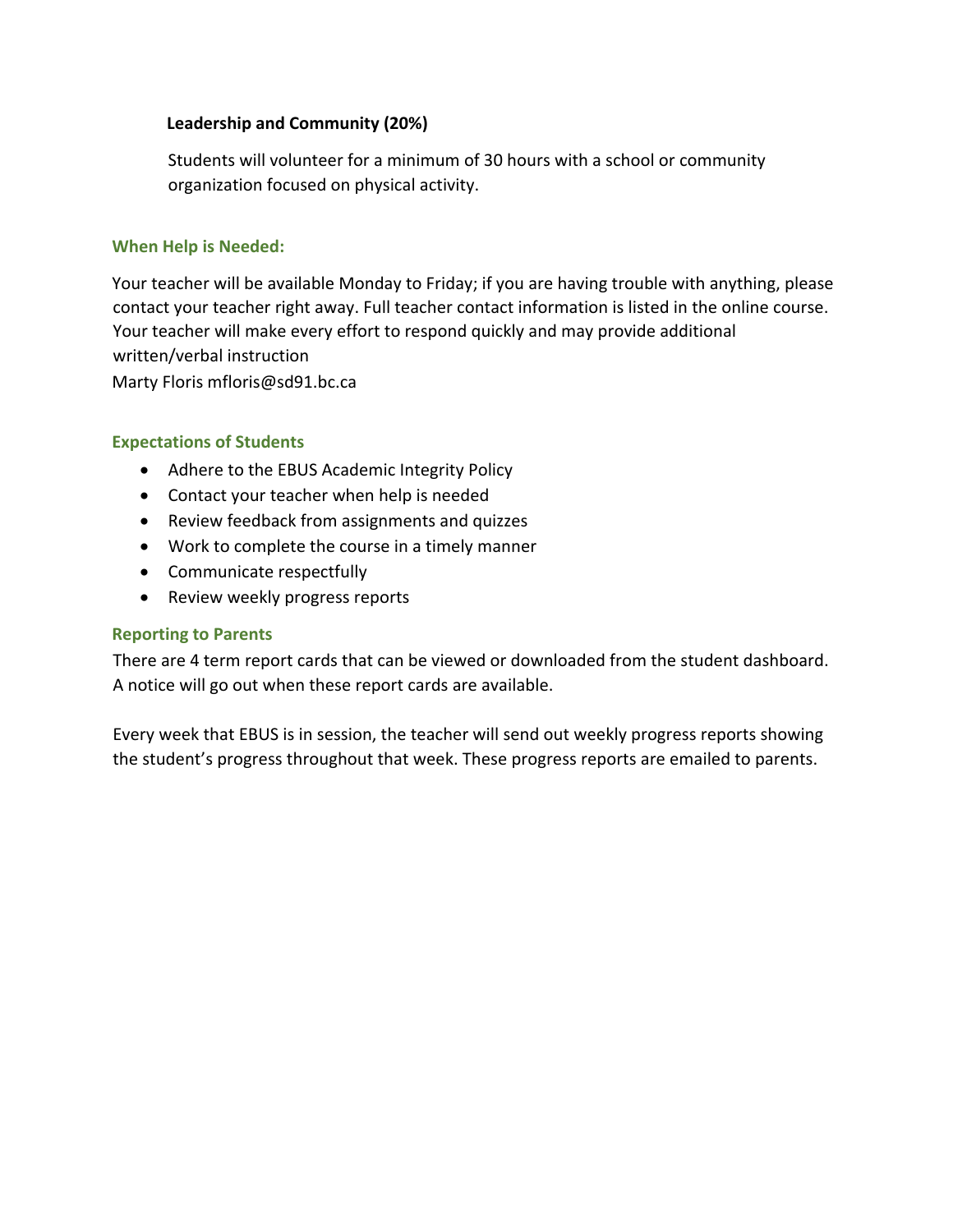**Leadership and Community (20%)**

Students will volunteer for a minimum of 30 hours with a school or community organization focused on physical activity.

## When Help is Needed:

Your teacher will be available Monday to Friday; if you are having trouble with anything, please contact your teacher right away. Full teacher contact information is listed in the online course. Your teacher will make every effort to respond quickly and may provide additional written/verbal instruction
Marty Floris mfloris@sd91.bc.ca

## Expectations of Students

- Adhere to the EBUS Academic Integrity Policy
- Contact your teacher when help is needed
- Review feedback from assignments and quizzes
- Work to complete the course in a timely manner
- Communicate respectfully
- Review weekly progress reports

## Reporting to Parents

There are 4 term report cards that can be viewed or downloaded from the student dashboard. A notice will go out when these report cards are available.

Every week that EBUS is in session, the teacher will send out weekly progress reports showing the student's progress throughout that week. These progress reports are emailed to parents.